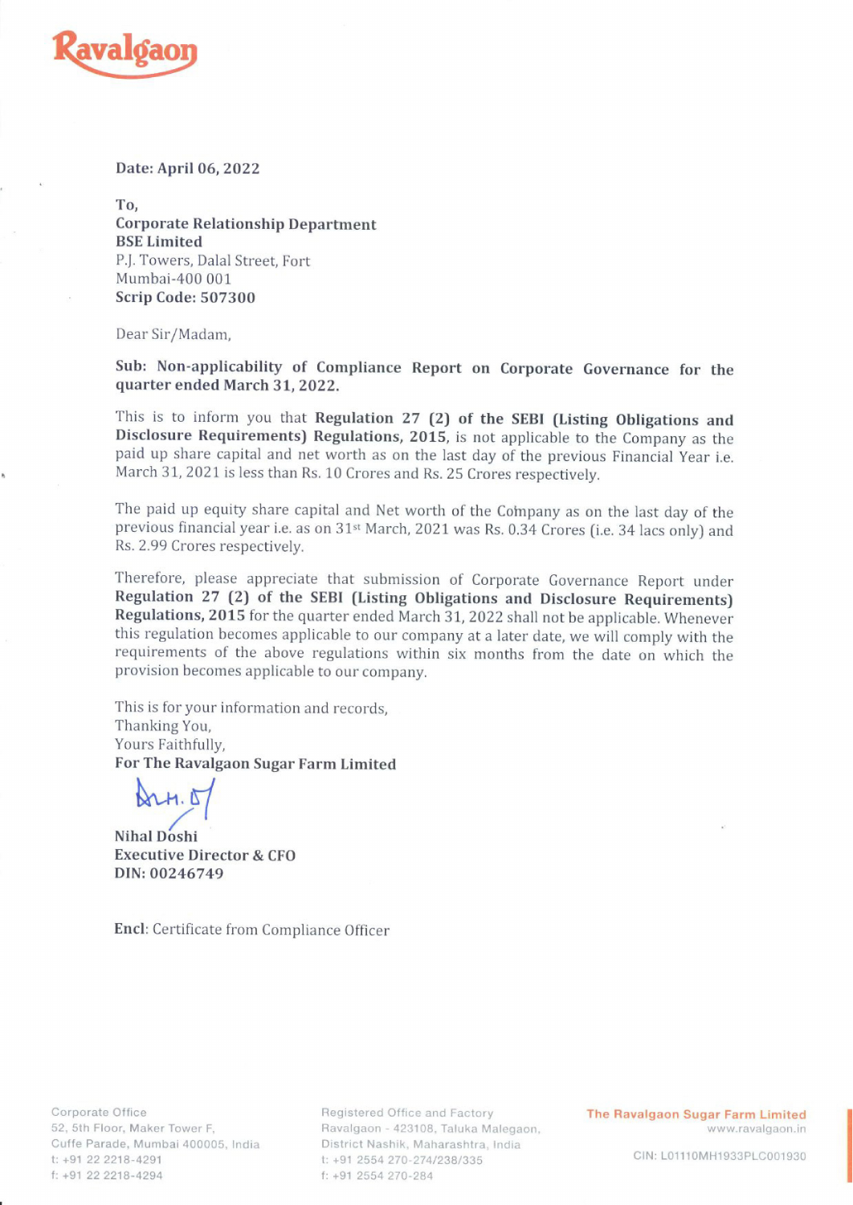Ravalgaon

**Date: April 06, 2022**

**To,**
**Corporate Relationship Department**
**BSE Limited**
P.J. Towers, Dalal Street, Fort
Mumbai-400 001
**Scrip Code: 507300**

Dear Sir/Madam,

**Sub: Non-applicability of Compliance Report on Corporate Governance for the quarter ended March 31, 2022.**

This is to inform you that **Regulation 27 (2) of the SEBI (Listing Obligations and Disclosure Requirements) Regulations, 2015**, is not applicable to the Company as the paid up share capital and net worth as on the last day of the previous Financial Year i.e. March 31, 2021 is less than Rs. 10 Crores and Rs. 25 Crores respectively.

The paid up equity share capital and Net worth of the Company as on the last day of the previous financial year i.e. as on 31st March, 2021 was Rs. 0.34 Crores (i.e. 34 lacs only) and Rs. 2.99 Crores respectively.

Therefore, please appreciate that submission of Corporate Governance Report under **Regulation 27 (2) of the SEBI (Listing Obligations and Disclosure Requirements) Regulations, 2015** for the quarter ended March 31, 2022 shall not be applicable. Whenever this regulation becomes applicable to our company at a later date, we will comply with the requirements of the above regulations within six months from the date on which the provision becomes applicable to our company.

This is for your information and records,
Thanking You,
Yours Faithfully,
**For The Ravalgaon Sugar Farm Limited**

**Nihal Doshi**
**Executive Director & CFO**
**DIN: 00246749**

**Encl**: Certificate from Compliance Officer

Corporate Office
52, 5th Floor, Maker Tower F,
Cuffe Parade, Mumbai 400005, India
t: +91 22 2218-4291
f: +91 22 2218-4294

Registered Office and Factory
Ravalgaon - 423108, Taluka Malegaon,
District Nashik, Maharashtra, India
t: +91 2554 270-274/238/335
f: +91 2554 270-284

**The Ravalgaon Sugar Farm Limited**
www.ravalgaon.in

CIN: L01110MH1933PLC001930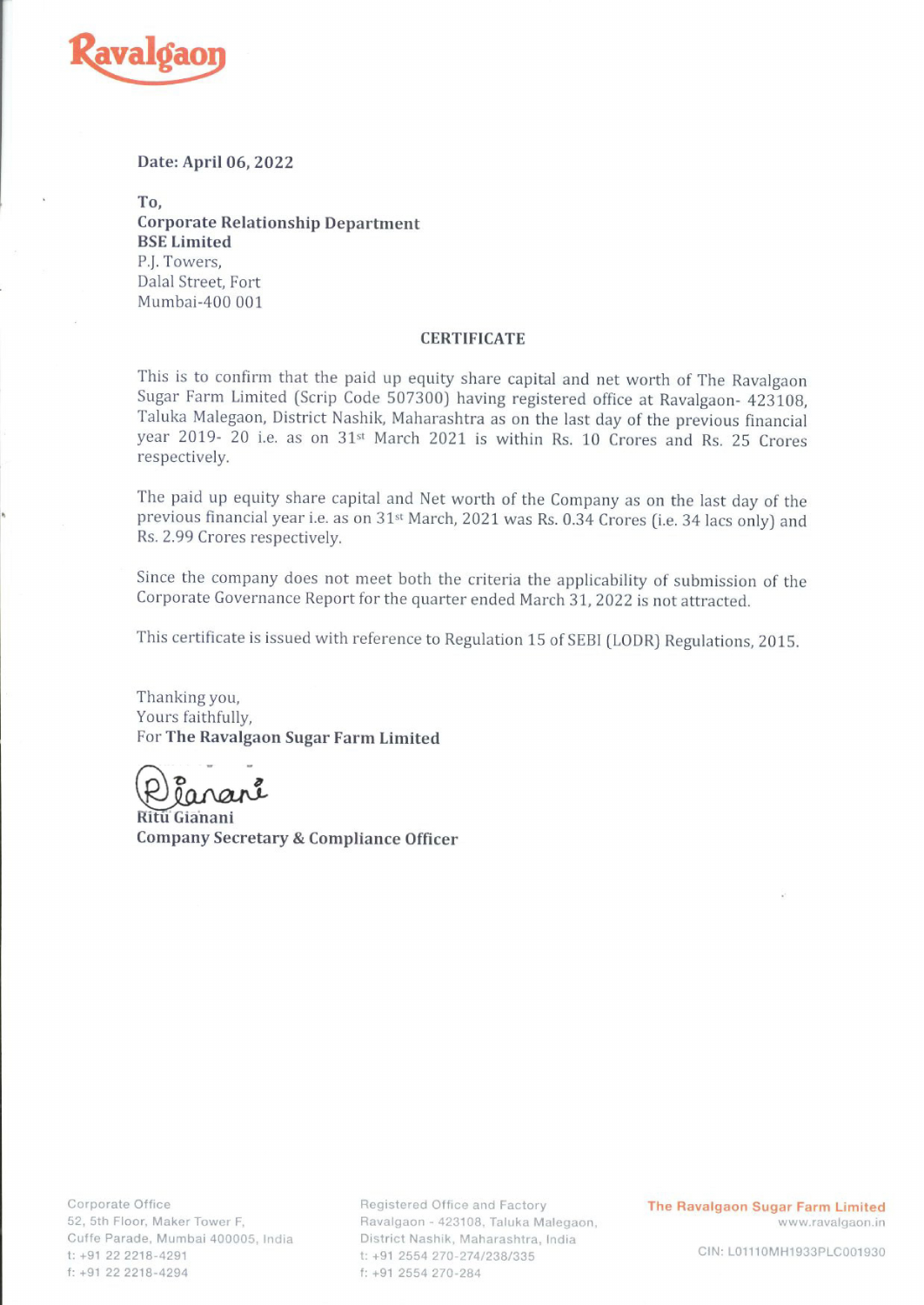Ravalgaon

Date: April 06, 2022

To,
**Corporate Relationship Department**
**BSE Limited**
P.J. Towers,
Dalal Street, Fort
Mumbai-400 001

## CERTIFICATE

This is to confirm that the paid up equity share capital and net worth of The Ravalgaon Sugar Farm Limited (Scrip Code 507300) having registered office at Ravalgaon- 423108, Taluka Malegaon, District Nashik, Maharashtra as on the last day of the previous financial year 2019- 20 i.e. as on 31st March 2021 is within Rs. 10 Crores and Rs. 25 Crores respectively.

The paid up equity share capital and Net worth of the Company as on the last day of the previous financial year i.e. as on 31st March, 2021 was Rs. 0.34 Crores (i.e. 34 lacs only) and Rs. 2.99 Crores respectively.

Since the company does not meet both the criteria the applicability of submission of the Corporate Governance Report for the quarter ended March 31, 2022 is not attracted.

This certificate is issued with reference to Regulation 15 of SEBI (LODR) Regulations, 2015.

Thanking you,
Yours faithfully,
For **The Ravalgaon Sugar Farm Limited**

Ritu Gianani
**Company Secretary & Compliance Officer**

Corporate Office
52, 5th Floor, Maker Tower F,
Cuffe Parade, Mumbai 400005, India
t: +91 22 2218-4291
f: +91 22 2218-4294

Registered Office and Factory
Ravalgaon - 423108, Taluka Malegaon,
District Nashik, Maharashtra, India
t: +91 2554 270-274/238/335
f: +91 2554 270-284

The Ravalgaon Sugar Farm Limited
www.ravalgaon.in
CIN: L01110MH1933PLC001930